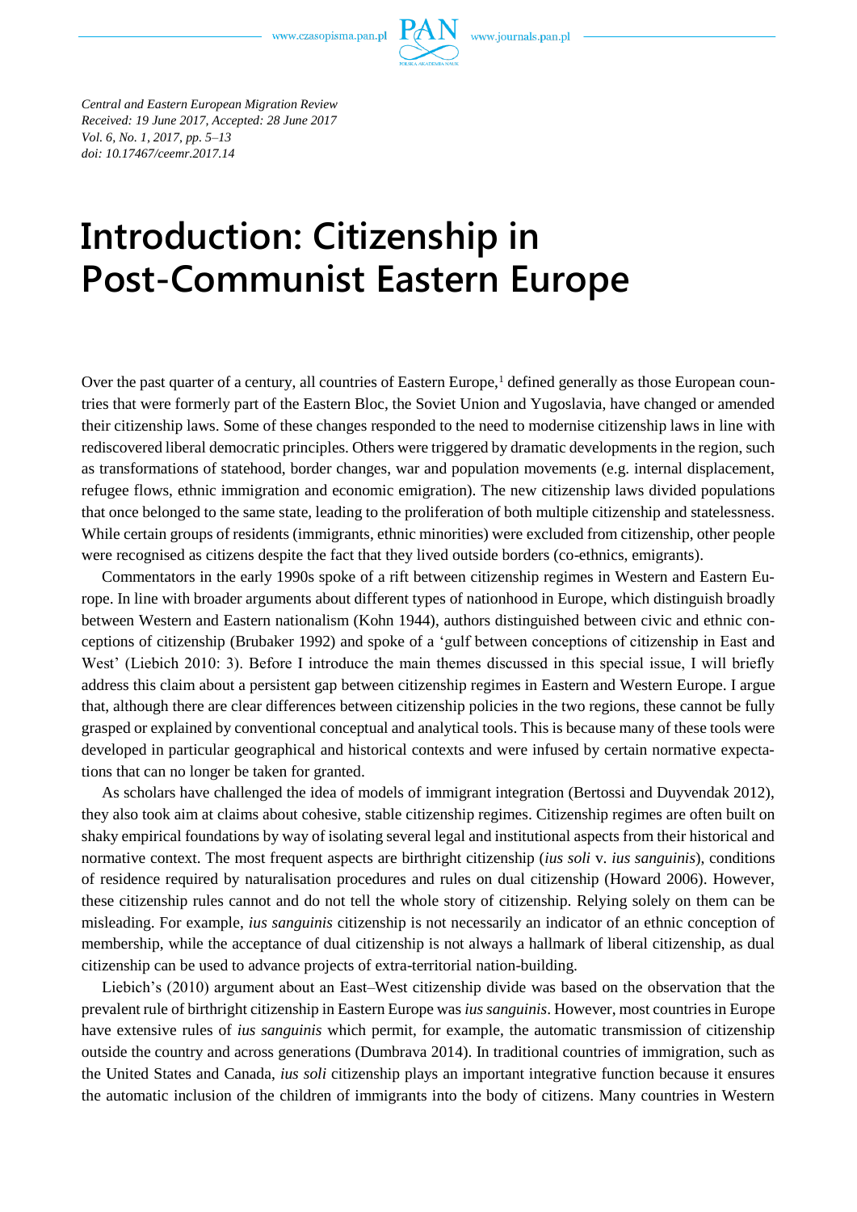*Central and Eastern European Migration Review*
*Received: 19 June 2017, Accepted: 28 June 2017*
*Vol. 6, No. 1, 2017, pp. 5–13*
*doi: 10.17467/ceemr.2017.14*

# Introduction: Citizenship in Post-Communist Eastern Europe

Over the past quarter of a century, all countries of Eastern Europe,[1] defined generally as those European countries that were formerly part of the Eastern Bloc, the Soviet Union and Yugoslavia, have changed or amended their citizenship laws. Some of these changes responded to the need to modernise citizenship laws in line with rediscovered liberal democratic principles. Others were triggered by dramatic developments in the region, such as transformations of statehood, border changes, war and population movements (e.g. internal displacement, refugee flows, ethnic immigration and economic emigration). The new citizenship laws divided populations that once belonged to the same state, leading to the proliferation of both multiple citizenship and statelessness. While certain groups of residents (immigrants, ethnic minorities) were excluded from citizenship, other people were recognised as citizens despite the fact that they lived outside borders (co-ethnics, emigrants).

Commentators in the early 1990s spoke of a rift between citizenship regimes in Western and Eastern Europe. In line with broader arguments about different types of nationhood in Europe, which distinguish broadly between Western and Eastern nationalism (Kohn 1944), authors distinguished between civic and ethnic conceptions of citizenship (Brubaker 1992) and spoke of a 'gulf between conceptions of citizenship in East and West' (Liebich 2010: 3). Before I introduce the main themes discussed in this special issue, I will briefly address this claim about a persistent gap between citizenship regimes in Eastern and Western Europe. I argue that, although there are clear differences between citizenship policies in the two regions, these cannot be fully grasped or explained by conventional conceptual and analytical tools. This is because many of these tools were developed in particular geographical and historical contexts and were infused by certain normative expectations that can no longer be taken for granted.

As scholars have challenged the idea of models of immigrant integration (Bertossi and Duyvendak 2012), they also took aim at claims about cohesive, stable citizenship regimes. Citizenship regimes are often built on shaky empirical foundations by way of isolating several legal and institutional aspects from their historical and normative context. The most frequent aspects are birthright citizenship (*ius soli* v. *ius sanguinis*), conditions of residence required by naturalisation procedures and rules on dual citizenship (Howard 2006). However, these citizenship rules cannot and do not tell the whole story of citizenship. Relying solely on them can be misleading. For example, *ius sanguinis* citizenship is not necessarily an indicator of an ethnic conception of membership, while the acceptance of dual citizenship is not always a hallmark of liberal citizenship, as dual citizenship can be used to advance projects of extra-territorial nation-building.

Liebich's (2010) argument about an East–West citizenship divide was based on the observation that the prevalent rule of birthright citizenship in Eastern Europe was *ius sanguinis*. However, most countries in Europe have extensive rules of *ius sanguinis* which permit, for example, the automatic transmission of citizenship outside the country and across generations (Dumbrava 2014). In traditional countries of immigration, such as the United States and Canada, *ius soli* citizenship plays an important integrative function because it ensures the automatic inclusion of the children of immigrants into the body of citizens. Many countries in Western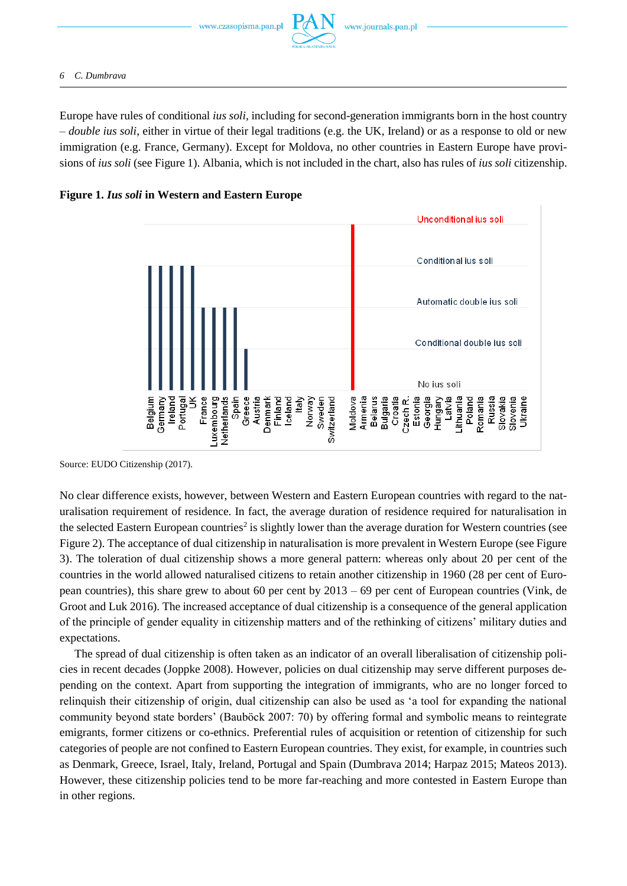Europe have rules of conditional *ius soli*, including for second-generation immigrants born in the host country – *double ius soli*, either in virtue of their legal traditions (e.g. the UK, Ireland) or as a response to old or new immigration (e.g. France, Germany). Except for Moldova, no other countries in Eastern Europe have provisions of *ius soli* (see Figure 1). Albania, which is not included in the chart, also has rules of *ius soli* citizenship.

**Figure 1. *Ius soli* in Western and Eastern Europe**

Source: EUDO Citizenship (2017).

No clear difference exists, however, between Western and Eastern European countries with regard to the naturalisation requirement of residence. In fact, the average duration of residence required for naturalisation in the selected Eastern European countries[2] is slightly lower than the average duration for Western countries (see Figure 2). The acceptance of dual citizenship in naturalisation is more prevalent in Western Europe (see Figure 3). The toleration of dual citizenship shows a more general pattern: whereas only about 20 per cent of the countries in the world allowed naturalised citizens to retain another citizenship in 1960 (28 per cent of European countries), this share grew to about 60 per cent by 2013 – 69 per cent of European countries (Vink, de Groot and Luk 2016). The increased acceptance of dual citizenship is a consequence of the general application of the principle of gender equality in citizenship matters and of the rethinking of citizens' military duties and expectations.

The spread of dual citizenship is often taken as an indicator of an overall liberalisation of citizenship policies in recent decades (Joppke 2008). However, policies on dual citizenship may serve different purposes depending on the context. Apart from supporting the integration of immigrants, who are no longer forced to relinquish their citizenship of origin, dual citizenship can also be used as 'a tool for expanding the national community beyond state borders' (Bauböck 2007: 70) by offering formal and symbolic means to reintegrate emigrants, former citizens or co-ethnics. Preferential rules of acquisition or retention of citizenship for such categories of people are not confined to Eastern European countries. They exist, for example, in countries such as Denmark, Greece, Israel, Italy, Ireland, Portugal and Spain (Dumbrava 2014; Harpaz 2015; Mateos 2013). However, these citizenship policies tend to be more far-reaching and more contested in Eastern Europe than in other regions.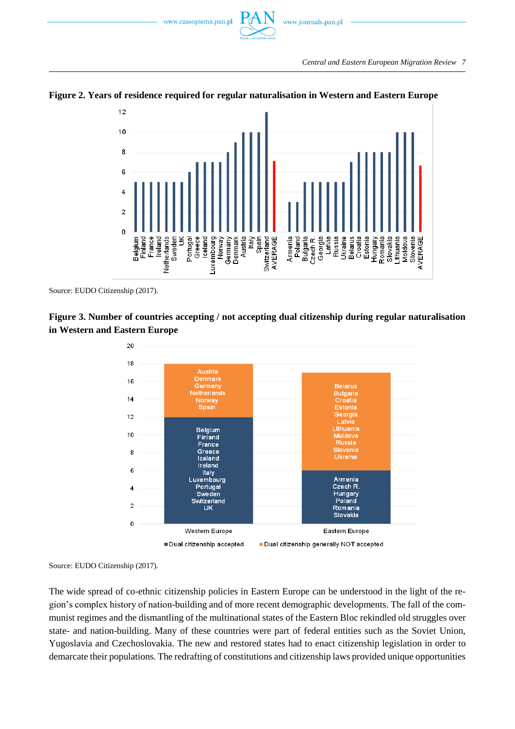**Figure 2. Years of residence required for regular naturalisation in Western and Eastern Europe**

Source: EUDO Citizenship (2017).

**Figure 3. Number of countries accepting / not accepting dual citizenship during regular naturalisation in Western and Eastern Europe**

Source: EUDO Citizenship (2017).

The wide spread of co-ethnic citizenship policies in Eastern Europe can be understood in the light of the region's complex history of nation-building and of more recent demographic developments. The fall of the communist regimes and the dismantling of the multinational states of the Eastern Bloc rekindled old struggles over state- and nation-building. Many of these countries were part of federal entities such as the Soviet Union, Yugoslavia and Czechoslovakia. The new and restored states had to enact citizenship legislation in order to demarcate their populations. The redrafting of constitutions and citizenship laws provided unique opportunities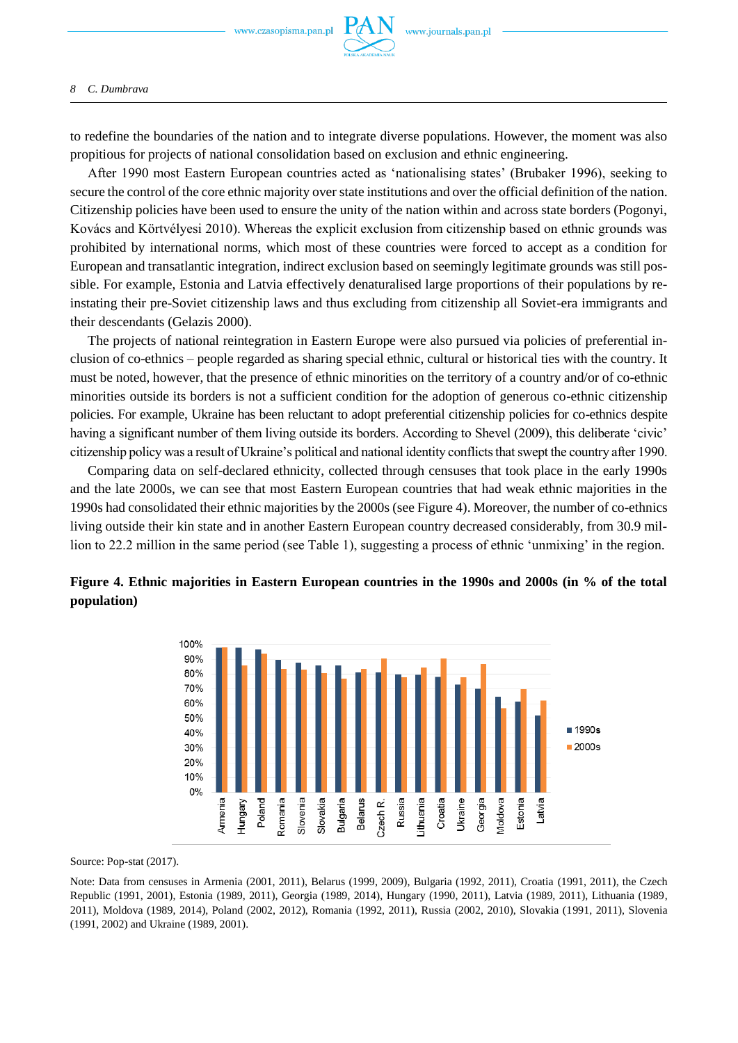to redefine the boundaries of the nation and to integrate diverse populations. However, the moment was also propitious for projects of national consolidation based on exclusion and ethnic engineering.

After 1990 most Eastern European countries acted as 'nationalising states' (Brubaker 1996), seeking to secure the control of the core ethnic majority over state institutions and over the official definition of the nation. Citizenship policies have been used to ensure the unity of the nation within and across state borders (Pogonyi, Kovács and Körtvélyesi 2010). Whereas the explicit exclusion from citizenship based on ethnic grounds was prohibited by international norms, which most of these countries were forced to accept as a condition for European and transatlantic integration, indirect exclusion based on seemingly legitimate grounds was still possible. For example, Estonia and Latvia effectively denaturalised large proportions of their populations by reinstating their pre-Soviet citizenship laws and thus excluding from citizenship all Soviet-era immigrants and their descendants (Gelazis 2000).

The projects of national reintegration in Eastern Europe were also pursued via policies of preferential inclusion of co-ethnics – people regarded as sharing special ethnic, cultural or historical ties with the country. It must be noted, however, that the presence of ethnic minorities on the territory of a country and/or of co-ethnic minorities outside its borders is not a sufficient condition for the adoption of generous co-ethnic citizenship policies. For example, Ukraine has been reluctant to adopt preferential citizenship policies for co-ethnics despite having a significant number of them living outside its borders. According to Shevel (2009), this deliberate 'civic' citizenship policy was a result of Ukraine's political and national identity conflicts that swept the country after 1990.

Comparing data on self-declared ethnicity, collected through censuses that took place in the early 1990s and the late 2000s, we can see that most Eastern European countries that had weak ethnic majorities in the 1990s had consolidated their ethnic majorities by the 2000s (see Figure 4). Moreover, the number of co-ethnics living outside their kin state and in another Eastern European country decreased considerably, from 30.9 million to 22.2 million in the same period (see Table 1), suggesting a process of ethnic 'unmixing' in the region.

**Figure 4. Ethnic majorities in Eastern European countries in the 1990s and 2000s (in % of the total population)**

Source: Pop-stat (2017).

Note: Data from censuses in Armenia (2001, 2011), Belarus (1999, 2009), Bulgaria (1992, 2011), Croatia (1991, 2011), the Czech Republic (1991, 2001), Estonia (1989, 2011), Georgia (1989, 2014), Hungary (1990, 2011), Latvia (1989, 2011), Lithuania (1989, 2011), Moldova (1989, 2014), Poland (2002, 2012), Romania (1992, 2011), Russia (2002, 2010), Slovakia (1991, 2011), Slovenia (1991, 2002) and Ukraine (1989, 2001).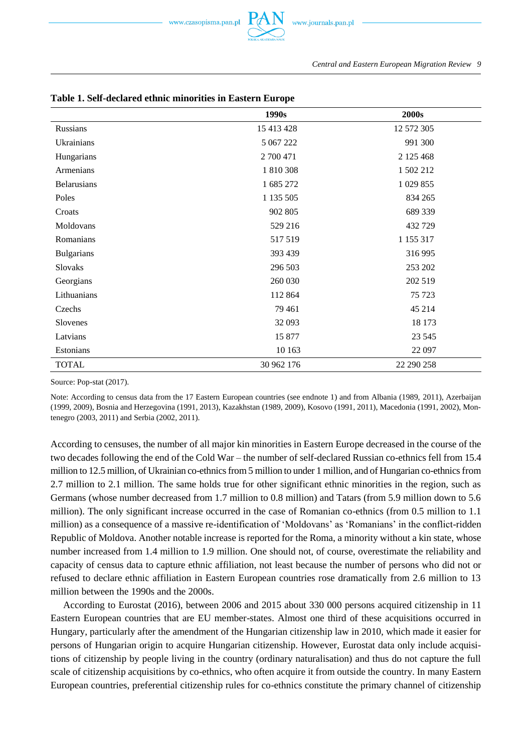**Table 1. Self-declared ethnic minorities in Eastern Europe**

| | 1990s | 2000s |
|---|---|---|
| Russians | 15 413 428 | 12 572 305 |
| Ukrainians | 5 067 222 | 991 300 |
| Hungarians | 2 700 471 | 2 125 468 |
| Armenians | 1 810 308 | 1 502 212 |
| Belarusians | 1 685 272 | 1 029 855 |
| Poles | 1 135 505 | 834 265 |
| Croats | 902 805 | 689 339 |
| Moldovans | 529 216 | 432 729 |
| Romanians | 517 519 | 1 155 317 |
| Bulgarians | 393 439 | 316 995 |
| Slovaks | 296 503 | 253 202 |
| Georgians | 260 030 | 202 519 |
| Lithuanians | 112 864 | 75 723 |
| Czechs | 79 461 | 45 214 |
| Slovenes | 32 093 | 18 173 |
| Latvians | 15 877 | 23 545 |
| Estonians | 10 163 | 22 097 |
| TOTAL | 30 962 176 | 22 290 258 |

Source: Pop-stat (2017).

Note: According to census data from the 17 Eastern European countries (see endnote 1) and from Albania (1989, 2011), Azerbaijan (1999, 2009), Bosnia and Herzegovina (1991, 2013), Kazakhstan (1989, 2009), Kosovo (1991, 2011), Macedonia (1991, 2002), Montenegro (2003, 2011) and Serbia (2002, 2011).

According to censuses, the number of all major kin minorities in Eastern Europe decreased in the course of the two decades following the end of the Cold War – the number of self-declared Russian co-ethnics fell from 15.4 million to 12.5 million, of Ukrainian co-ethnics from 5 million to under 1 million, and of Hungarian co-ethnics from 2.7 million to 2.1 million. The same holds true for other significant ethnic minorities in the region, such as Germans (whose number decreased from 1.7 million to 0.8 million) and Tatars (from 5.9 million down to 5.6 million). The only significant increase occurred in the case of Romanian co-ethnics (from 0.5 million to 1.1 million) as a consequence of a massive re-identification of 'Moldovans' as 'Romanians' in the conflict-ridden Republic of Moldova. Another notable increase is reported for the Roma, a minority without a kin state, whose number increased from 1.4 million to 1.9 million. One should not, of course, overestimate the reliability and capacity of census data to capture ethnic affiliation, not least because the number of persons who did not or refused to declare ethnic affiliation in Eastern European countries rose dramatically from 2.6 million to 13 million between the 1990s and the 2000s.

According to Eurostat (2016), between 2006 and 2015 about 330 000 persons acquired citizenship in 11 Eastern European countries that are EU member-states. Almost one third of these acquisitions occurred in Hungary, particularly after the amendment of the Hungarian citizenship law in 2010, which made it easier for persons of Hungarian origin to acquire Hungarian citizenship. However, Eurostat data only include acquisitions of citizenship by people living in the country (ordinary naturalisation) and thus do not capture the full scale of citizenship acquisitions by co-ethnics, who often acquire it from outside the country. In many Eastern European countries, preferential citizenship rules for co-ethnics constitute the primary channel of citizenship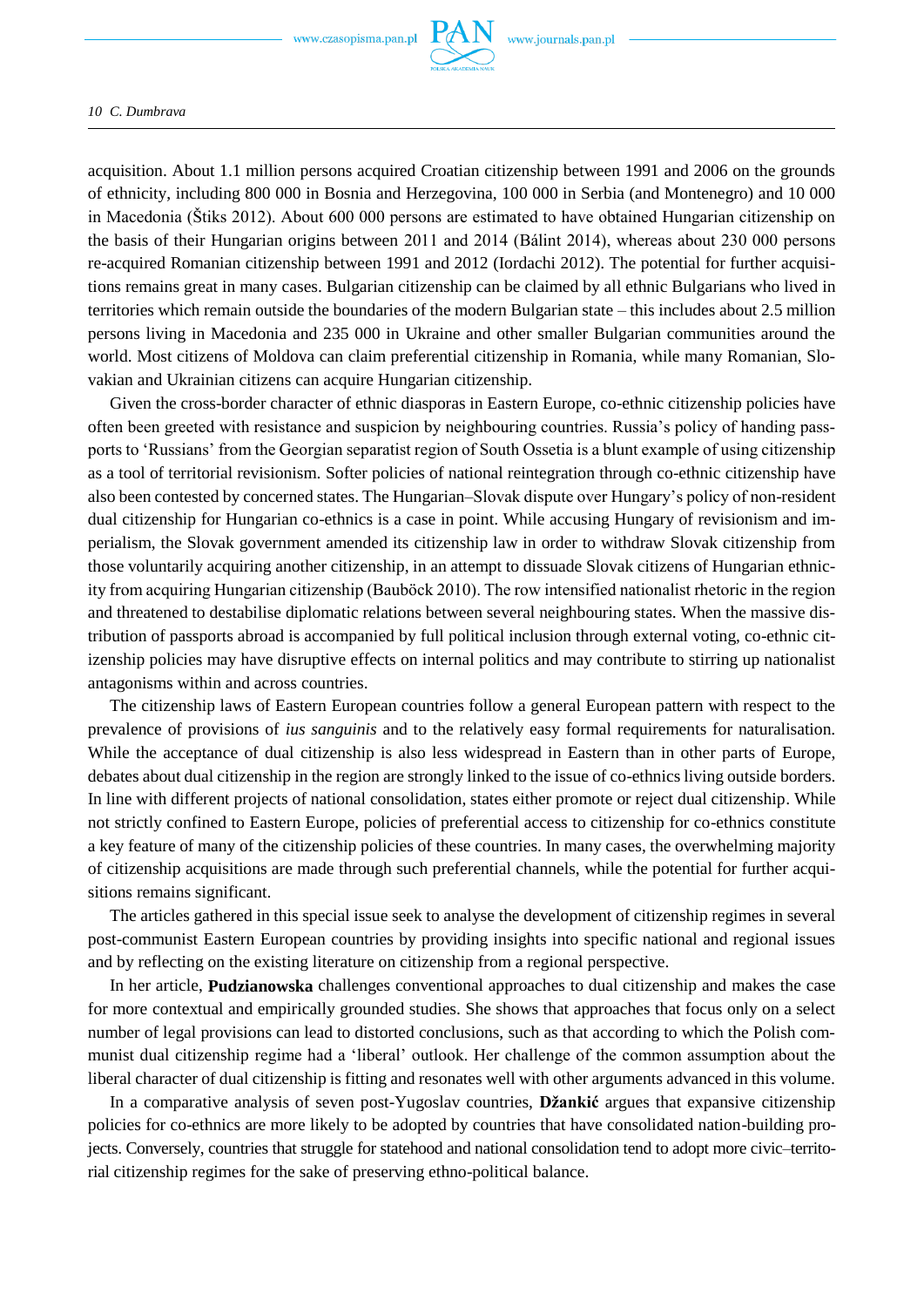acquisition. About 1.1 million persons acquired Croatian citizenship between 1991 and 2006 on the grounds of ethnicity, including 800 000 in Bosnia and Herzegovina, 100 000 in Serbia (and Montenegro) and 10 000 in Macedonia (Štiks 2012). About 600 000 persons are estimated to have obtained Hungarian citizenship on the basis of their Hungarian origins between 2011 and 2014 (Bálint 2014), whereas about 230 000 persons re-acquired Romanian citizenship between 1991 and 2012 (Iordachi 2012). The potential for further acquisitions remains great in many cases. Bulgarian citizenship can be claimed by all ethnic Bulgarians who lived in territories which remain outside the boundaries of the modern Bulgarian state – this includes about 2.5 million persons living in Macedonia and 235 000 in Ukraine and other smaller Bulgarian communities around the world. Most citizens of Moldova can claim preferential citizenship in Romania, while many Romanian, Slovakian and Ukrainian citizens can acquire Hungarian citizenship.

Given the cross-border character of ethnic diasporas in Eastern Europe, co-ethnic citizenship policies have often been greeted with resistance and suspicion by neighbouring countries. Russia's policy of handing passports to 'Russians' from the Georgian separatist region of South Ossetia is a blunt example of using citizenship as a tool of territorial revisionism. Softer policies of national reintegration through co-ethnic citizenship have also been contested by concerned states. The Hungarian–Slovak dispute over Hungary's policy of non-resident dual citizenship for Hungarian co-ethnics is a case in point. While accusing Hungary of revisionism and imperialism, the Slovak government amended its citizenship law in order to withdraw Slovak citizenship from those voluntarily acquiring another citizenship, in an attempt to dissuade Slovak citizens of Hungarian ethnicity from acquiring Hungarian citizenship (Bauböck 2010). The row intensified nationalist rhetoric in the region and threatened to destabilise diplomatic relations between several neighbouring states. When the massive distribution of passports abroad is accompanied by full political inclusion through external voting, co-ethnic citizenship policies may have disruptive effects on internal politics and may contribute to stirring up nationalist antagonisms within and across countries.

The citizenship laws of Eastern European countries follow a general European pattern with respect to the prevalence of provisions of *ius sanguinis* and to the relatively easy formal requirements for naturalisation. While the acceptance of dual citizenship is also less widespread in Eastern than in other parts of Europe, debates about dual citizenship in the region are strongly linked to the issue of co-ethnics living outside borders. In line with different projects of national consolidation, states either promote or reject dual citizenship. While not strictly confined to Eastern Europe, policies of preferential access to citizenship for co-ethnics constitute a key feature of many of the citizenship policies of these countries. In many cases, the overwhelming majority of citizenship acquisitions are made through such preferential channels, while the potential for further acquisitions remains significant.

The articles gathered in this special issue seek to analyse the development of citizenship regimes in several post-communist Eastern European countries by providing insights into specific national and regional issues and by reflecting on the existing literature on citizenship from a regional perspective.

In her article, **Pudzianowska** challenges conventional approaches to dual citizenship and makes the case for more contextual and empirically grounded studies. She shows that approaches that focus only on a select number of legal provisions can lead to distorted conclusions, such as that according to which the Polish communist dual citizenship regime had a 'liberal' outlook. Her challenge of the common assumption about the liberal character of dual citizenship is fitting and resonates well with other arguments advanced in this volume.

In a comparative analysis of seven post-Yugoslav countries, **Džankić** argues that expansive citizenship policies for co-ethnics are more likely to be adopted by countries that have consolidated nation-building projects. Conversely, countries that struggle for statehood and national consolidation tend to adopt more civic–territorial citizenship regimes for the sake of preserving ethno-political balance.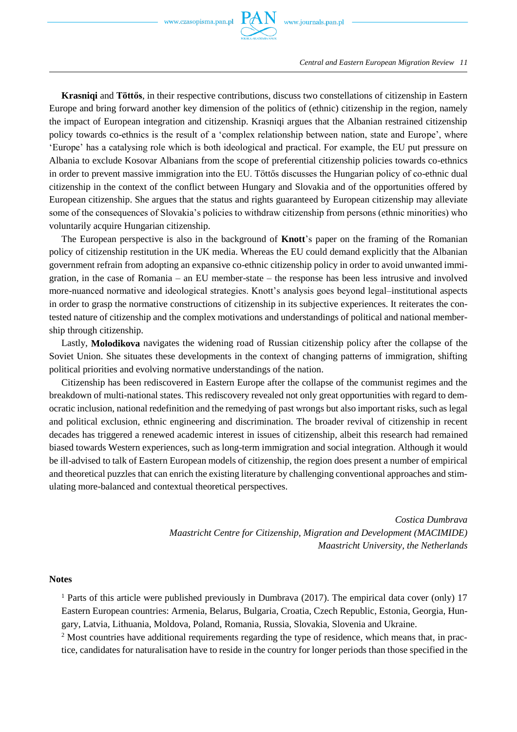**Krasniqi** and **Töttős**, in their respective contributions, discuss two constellations of citizenship in Eastern Europe and bring forward another key dimension of the politics of (ethnic) citizenship in the region, namely the impact of European integration and citizenship. Krasniqi argues that the Albanian restrained citizenship policy towards co-ethnics is the result of a 'complex relationship between nation, state and Europe', where 'Europe' has a catalysing role which is both ideological and practical. For example, the EU put pressure on Albania to exclude Kosovar Albanians from the scope of preferential citizenship policies towards co-ethnics in order to prevent massive immigration into the EU. Töttős discusses the Hungarian policy of co-ethnic dual citizenship in the context of the conflict between Hungary and Slovakia and of the opportunities offered by European citizenship. She argues that the status and rights guaranteed by European citizenship may alleviate some of the consequences of Slovakia's policies to withdraw citizenship from persons (ethnic minorities) who voluntarily acquire Hungarian citizenship.

The European perspective is also in the background of **Knott**'s paper on the framing of the Romanian policy of citizenship restitution in the UK media. Whereas the EU could demand explicitly that the Albanian government refrain from adopting an expansive co-ethnic citizenship policy in order to avoid unwanted immigration, in the case of Romania – an EU member-state – the response has been less intrusive and involved more-nuanced normative and ideological strategies. Knott's analysis goes beyond legal–institutional aspects in order to grasp the normative constructions of citizenship in its subjective experiences. It reiterates the contested nature of citizenship and the complex motivations and understandings of political and national membership through citizenship.

Lastly, **Molodikova** navigates the widening road of Russian citizenship policy after the collapse of the Soviet Union. She situates these developments in the context of changing patterns of immigration, shifting political priorities and evolving normative understandings of the nation.

Citizenship has been rediscovered in Eastern Europe after the collapse of the communist regimes and the breakdown of multi-national states. This rediscovery revealed not only great opportunities with regard to democratic inclusion, national redefinition and the remedying of past wrongs but also important risks, such as legal and political exclusion, ethnic engineering and discrimination. The broader revival of citizenship in recent decades has triggered a renewed academic interest in issues of citizenship, albeit this research had remained biased towards Western experiences, such as long-term immigration and social integration. Although it would be ill-advised to talk of Eastern European models of citizenship, the region does present a number of empirical and theoretical puzzles that can enrich the existing literature by challenging conventional approaches and stimulating more-balanced and contextual theoretical perspectives.

*Costica Dumbrava*
*Maastricht Centre for Citizenship, Migration and Development (MACIMIDE)*
*Maastricht University, the Netherlands*

## Notes

[1] Parts of this article were published previously in Dumbrava (2017). The empirical data cover (only) 17 Eastern European countries: Armenia, Belarus, Bulgaria, Croatia, Czech Republic, Estonia, Georgia, Hungary, Latvia, Lithuania, Moldova, Poland, Romania, Russia, Slovakia, Slovenia and Ukraine.

[2] Most countries have additional requirements regarding the type of residence, which means that, in practice, candidates for naturalisation have to reside in the country for longer periods than those specified in the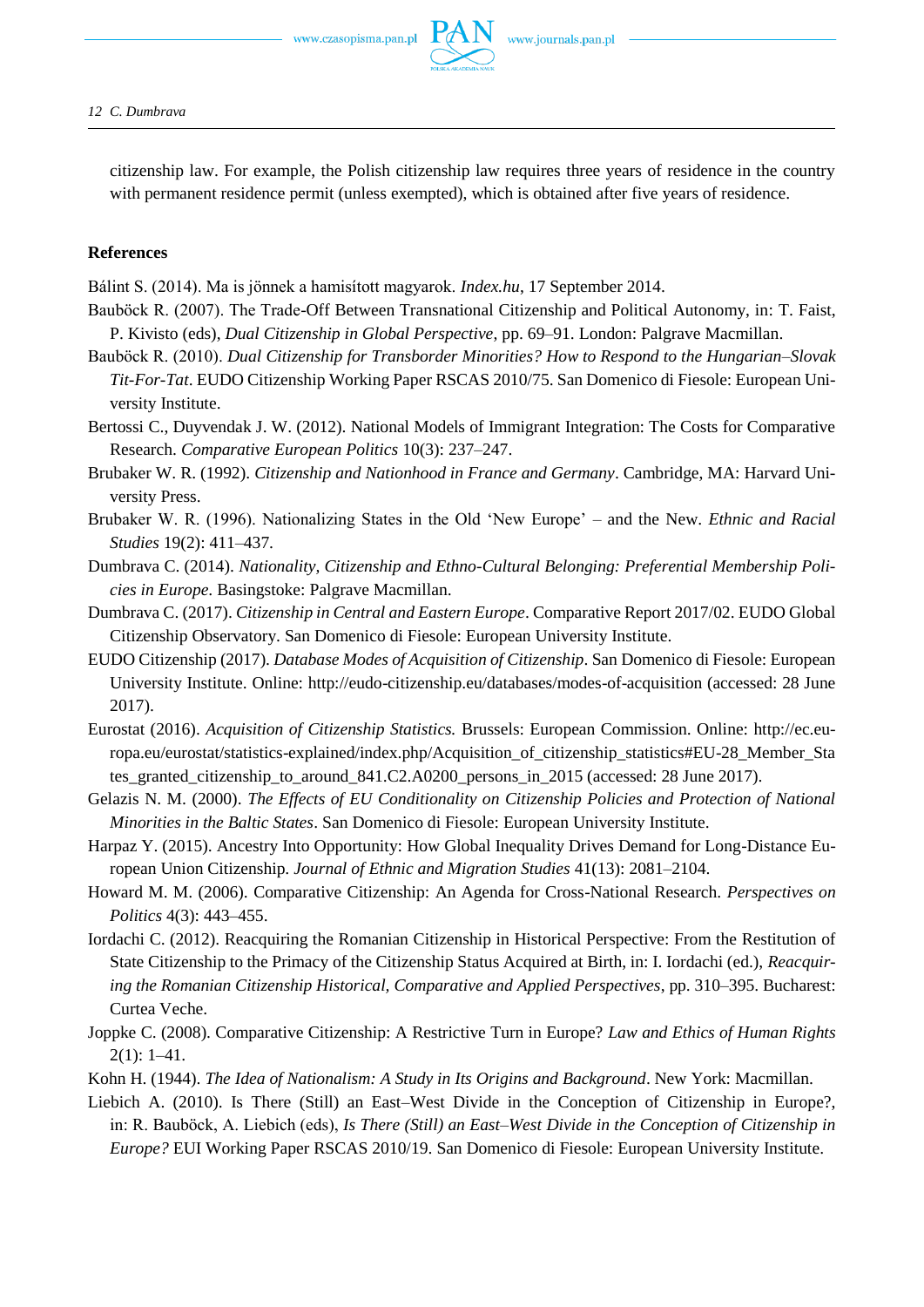citizenship law. For example, the Polish citizenship law requires three years of residence in the country with permanent residence permit (unless exempted), which is obtained after five years of residence.

## References

Bálint S. (2014). Ma is jönnek a hamisított magyarok. *Index.hu*, 17 September 2014.

Bauböck R. (2007). The Trade-Off Between Transnational Citizenship and Political Autonomy, in: T. Faist, P. Kivisto (eds), *Dual Citizenship in Global Perspective*, pp. 69–91. London: Palgrave Macmillan.

Bauböck R. (2010). *Dual Citizenship for Transborder Minorities? How to Respond to the Hungarian–Slovak Tit-For-Tat*. EUDO Citizenship Working Paper RSCAS 2010/75. San Domenico di Fiesole: European University Institute.

Bertossi C., Duyvendak J. W. (2012). National Models of Immigrant Integration: The Costs for Comparative Research. *Comparative European Politics* 10(3): 237–247.

Brubaker W. R. (1992). *Citizenship and Nationhood in France and Germany*. Cambridge, MA: Harvard University Press.

Brubaker W. R. (1996). Nationalizing States in the Old 'New Europe' – and the New. *Ethnic and Racial Studies* 19(2): 411–437.

Dumbrava C. (2014). *Nationality, Citizenship and Ethno-Cultural Belonging: Preferential Membership Policies in Europe*. Basingstoke: Palgrave Macmillan.

Dumbrava C. (2017). *Citizenship in Central and Eastern Europe*. Comparative Report 2017/02. EUDO Global Citizenship Observatory. San Domenico di Fiesole: European University Institute.

EUDO Citizenship (2017). *Database Modes of Acquisition of Citizenship*. San Domenico di Fiesole: European University Institute. Online: http://eudo-citizenship.eu/databases/modes-of-acquisition (accessed: 28 June 2017).

Eurostat (2016). *Acquisition of Citizenship Statistics.* Brussels: European Commission. Online: http://ec.europa.eu/eurostat/statistics-explained/index.php/Acquisition_of_citizenship_statistics#EU-28_Member_States_granted_citizenship_to_around_841.C2.A0200_persons_in_2015 (accessed: 28 June 2017).

Gelazis N. M. (2000). *The Effects of EU Conditionality on Citizenship Policies and Protection of National Minorities in the Baltic States*. San Domenico di Fiesole: European University Institute.

Harpaz Y. (2015). Ancestry Into Opportunity: How Global Inequality Drives Demand for Long-Distance European Union Citizenship. *Journal of Ethnic and Migration Studies* 41(13): 2081–2104.

Howard M. M. (2006). Comparative Citizenship: An Agenda for Cross-National Research. *Perspectives on Politics* 4(3): 443–455.

Iordachi C. (2012). Reacquiring the Romanian Citizenship in Historical Perspective: From the Restitution of State Citizenship to the Primacy of the Citizenship Status Acquired at Birth, in: I. Iordachi (ed.), *Reacquiring the Romanian Citizenship Historical, Comparative and Applied Perspectives*, pp. 310–395. Bucharest: Curtea Veche.

Joppke C. (2008). Comparative Citizenship: A Restrictive Turn in Europe? *Law and Ethics of Human Rights* 2(1): 1–41.

Kohn H. (1944). *The Idea of Nationalism: A Study in Its Origins and Background*. New York: Macmillan.

Liebich A. (2010). Is There (Still) an East–West Divide in the Conception of Citizenship in Europe?, in: R. Bauböck, A. Liebich (eds), *Is There (Still) an East–West Divide in the Conception of Citizenship in Europe?* EUI Working Paper RSCAS 2010/19. San Domenico di Fiesole: European University Institute.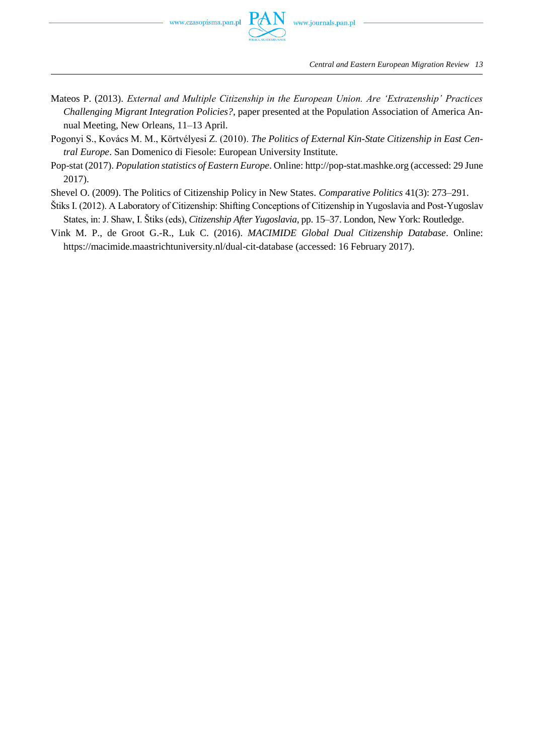Mateos P. (2013). *External and Multiple Citizenship in the European Union. Are 'Extrazenship' Practices Challenging Migrant Integration Policies?*, paper presented at the Population Association of America Annual Meeting, New Orleans, 11–13 April.

Pogonyi S., Kovács M. M., Körtvélyesi Z. (2010). *The Politics of External Kin-State Citizenship in East Central Europe*. San Domenico di Fiesole: European University Institute.

Pop-stat (2017). *Population statistics of Eastern Europe*. Online: http://pop-stat.mashke.org (accessed: 29 June 2017).

Shevel O. (2009). The Politics of Citizenship Policy in New States. *Comparative Politics* 41(3): 273–291.

Štiks I. (2012). A Laboratory of Citizenship: Shifting Conceptions of Citizenship in Yugoslavia and Post-Yugoslav States, in: J. Shaw, I. Štiks (eds), *Citizenship After Yugoslavia*, pp. 15–37. London, New York: Routledge.

Vink M. P., de Groot G.-R., Luk C. (2016). *MACIMIDE Global Dual Citizenship Database*. Online: https://macimide.maastrichtuniversity.nl/dual-cit-database (accessed: 16 February 2017).